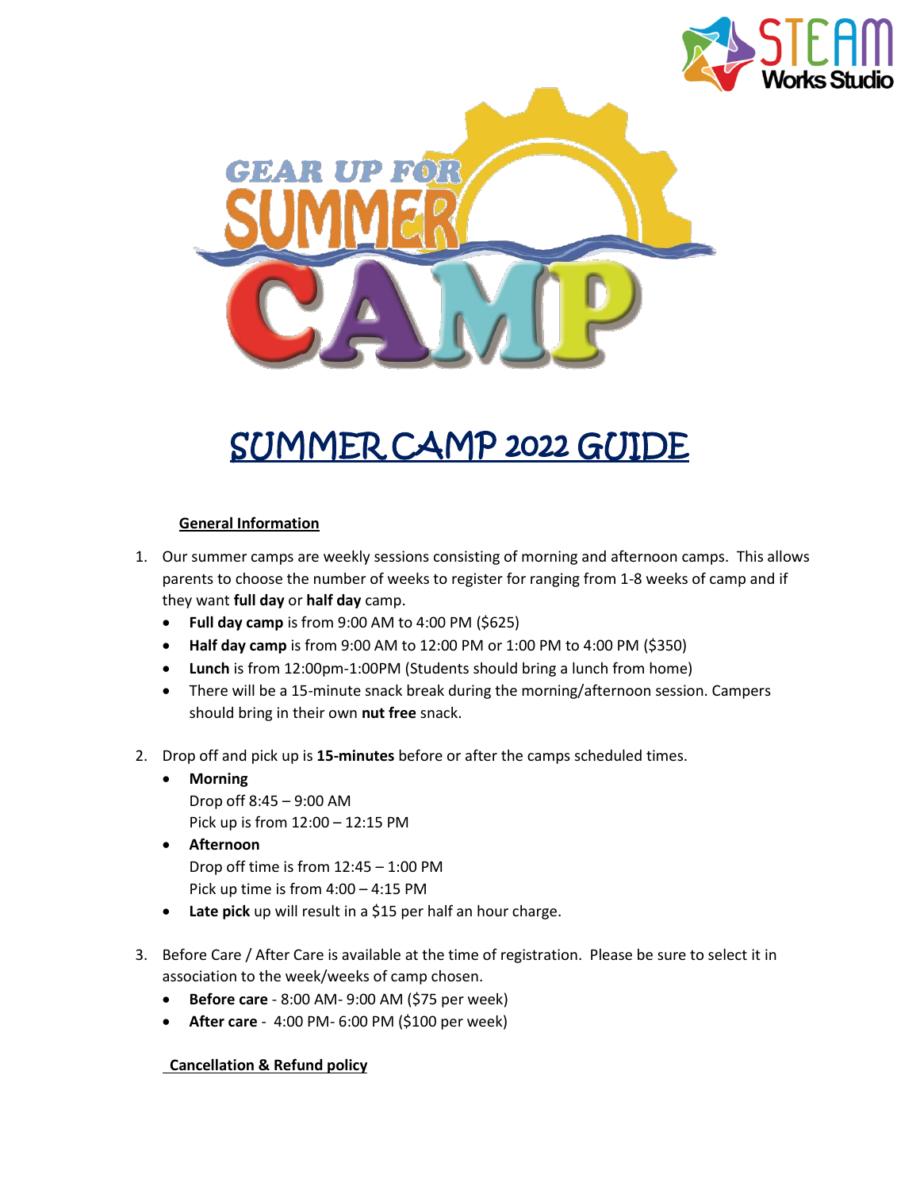# SUMMER CAMP 2022 GUIDE

## General Information

1. Our summer camps are weekly sessions consisting of morning and afternoon camps. This allows parents to choose the number of weeks to register for ranging from 1-8 weeks of camp and if they want **full day** or **half day** camp.
   - **Full day camp** is from 9:00 AM to 4:00 PM ($625)
   - **Half day camp** is from 9:00 AM to 12:00 PM or 1:00 PM to 4:00 PM ($350)
   - **Lunch** is from 12:00pm-1:00PM (Students should bring a lunch from home)
   - There will be a 15-minute snack break during the morning/afternoon session. Campers should bring in their own **nut free** snack.
2. Drop off and pick up is **15-minutes** before or after the camps scheduled times.
   - **Morning**
     Drop off 8:45 – 9:00 AM
     Pick up is from 12:00 – 12:15 PM
   - **Afternoon**
     Drop off time is from 12:45 – 1:00 PM
     Pick up time is from 4:00 – 4:15 PM
   - **Late pick** up will result in a $15 per half an hour charge.
3. Before Care / After Care is available at the time of registration. Please be sure to select it in association to the week/weeks of camp chosen.
   - **Before care** - 8:00 AM- 9:00 AM ($75 per week)
   - **After care** - 4:00 PM- 6:00 PM ($100 per week)

## Cancellation & Refund policy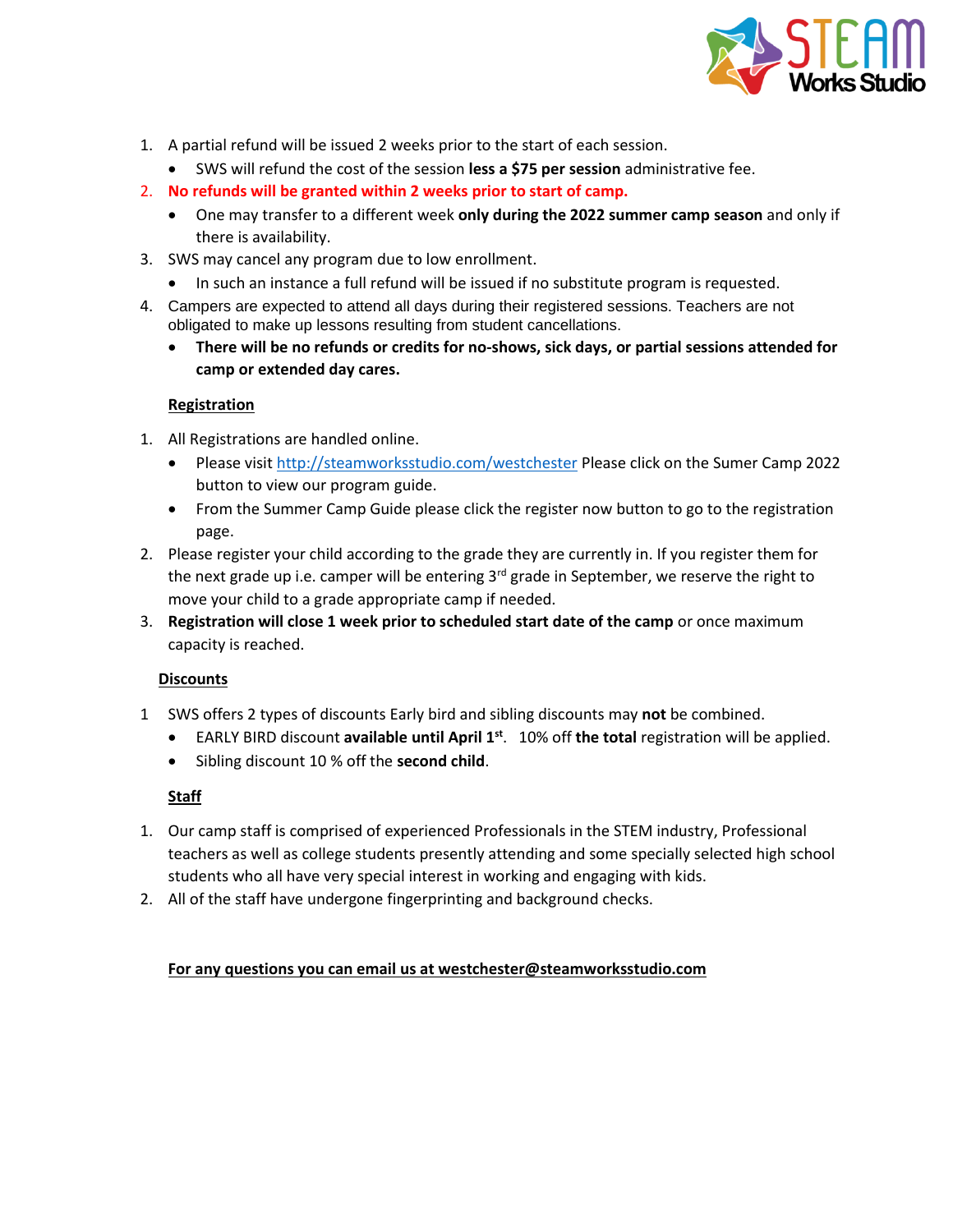1. A partial refund will be issued 2 weeks prior to the start of each session.
   - SWS will refund the cost of the session **less a $75 per session** administrative fee.
2. **No refunds will be granted within 2 weeks prior to start of camp.**
   - One may transfer to a different week **only during the 2022 summer camp season** and only if there is availability.
3. SWS may cancel any program due to low enrollment.
   - In such an instance a full refund will be issued if no substitute program is requested.
4. Campers are expected to attend all days during their registered sessions. Teachers are not obligated to make up lessons resulting from student cancellations.
   - **There will be no refunds or credits for no-shows, sick days, or partial sessions attended for camp or extended day cares.**

**Registration**

1. All Registrations are handled online.
   - Please visit http://steamworksstudio.com/westchester Please click on the Sumer Camp 2022 button to view our program guide.
   - From the Summer Camp Guide please click the register now button to go to the registration page.
2. Please register your child according to the grade they are currently in. If you register them for the next grade up i.e. camper will be entering 3rd grade in September, we reserve the right to move your child to a grade appropriate camp if needed.
3. **Registration will close 1 week prior to scheduled start date of the camp** or once maximum capacity is reached.

**Discounts**

1 SWS offers 2 types of discounts Early bird and sibling discounts may **not** be combined.
   - EARLY BIRD discount **available until April 1st**. 10% off **the total** registration will be applied.
   - Sibling discount 10 % off the **second child**.

**Staff**

1. Our camp staff is comprised of experienced Professionals in the STEM industry, Professional teachers as well as college students presently attending and some specially selected high school students who all have very special interest in working and engaging with kids.
2. All of the staff have undergone fingerprinting and background checks.

**For any questions you can email us at westchester@steamworksstudio.com**